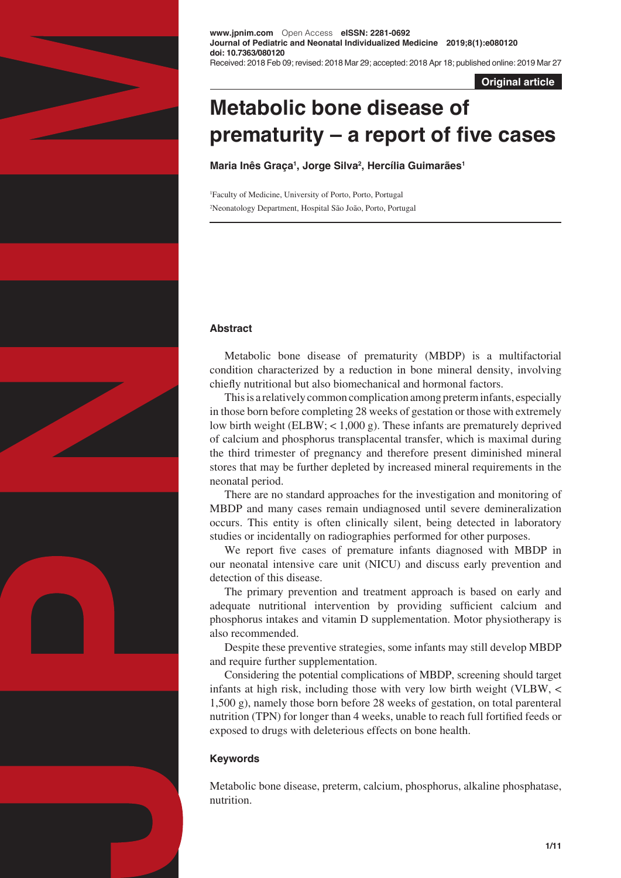Received: 2018 Feb 09; revised: 2018 Mar 29; accepted: 2018 Apr 18; published online: 2019 Mar 27

**Original article**

# Metabolic bone disease of prematurity – a report of five cases

**Maria Inês Graça[1], Jorge Silva[2], Hercília Guimarães[1]**

[1]Faculty of Medicine, University of Porto, Porto, Portugal
[2]Neonatology Department, Hospital São João, Porto, Portugal

## Abstract

Metabolic bone disease of prematurity (MBDP) is a multifactorial condition characterized by a reduction in bone mineral density, involving chiefly nutritional but also biomechanical and hormonal factors.

This is a relatively common complication among preterm infants, especially in those born before completing 28 weeks of gestation or those with extremely low birth weight (ELBW; < 1,000 g). These infants are prematurely deprived of calcium and phosphorus transplacental transfer, which is maximal during the third trimester of pregnancy and therefore present diminished mineral stores that may be further depleted by increased mineral requirements in the neonatal period.

There are no standard approaches for the investigation and monitoring of MBDP and many cases remain undiagnosed until severe demineralization occurs. This entity is often clinically silent, being detected in laboratory studies or incidentally on radiographies performed for other purposes.

We report five cases of premature infants diagnosed with MBDP in our neonatal intensive care unit (NICU) and discuss early prevention and detection of this disease.

The primary prevention and treatment approach is based on early and adequate nutritional intervention by providing sufficient calcium and phosphorus intakes and vitamin D supplementation. Motor physiotherapy is also recommended.

Despite these preventive strategies, some infants may still develop MBDP and require further supplementation.

Considering the potential complications of MBDP, screening should target infants at high risk, including those with very low birth weight (VLBW, < 1,500 g), namely those born before 28 weeks of gestation, on total parenteral nutrition (TPN) for longer than 4 weeks, unable to reach full fortified feeds or exposed to drugs with deleterious effects on bone health.

## Keywords

Metabolic bone disease, preterm, calcium, phosphorus, alkaline phosphatase, nutrition.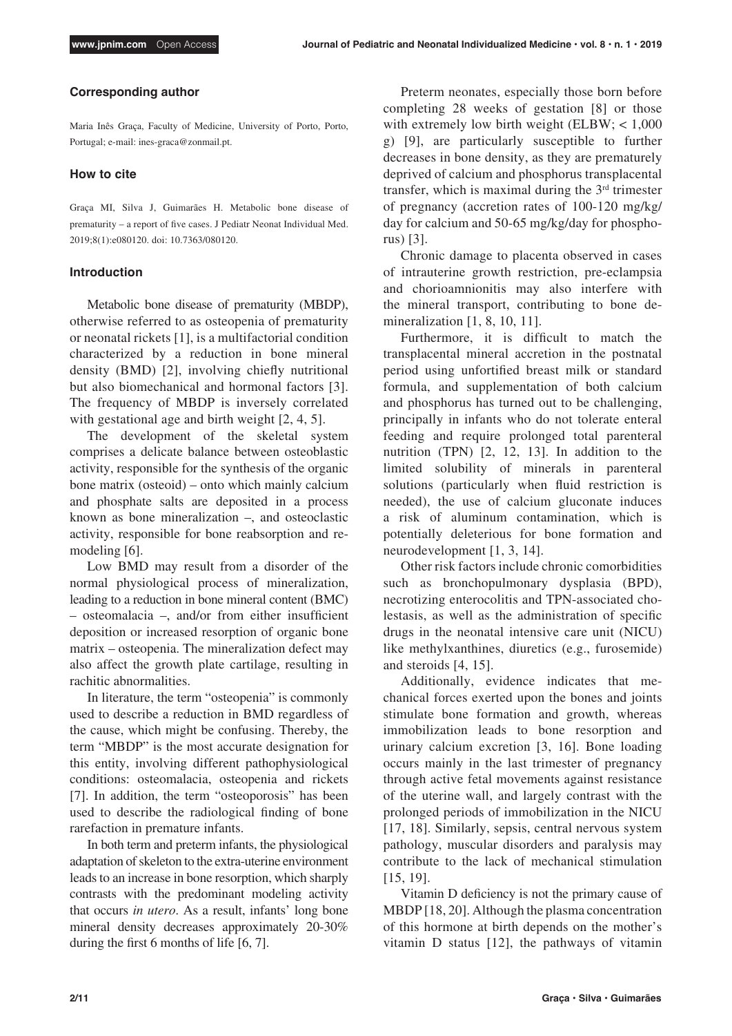#### Corresponding author

Maria Inês Graça, Faculty of Medicine, University of Porto, Porto, Portugal; e-mail: ines-graca@zonmail.pt.

#### How to cite

Graça MI, Silva J, Guimarães H. Metabolic bone disease of prematurity – a report of five cases. J Pediatr Neonat Individual Med. 2019;8(1):e080120. doi: 10.7363/080120.

## Introduction

Metabolic bone disease of prematurity (MBDP), otherwise referred to as osteopenia of prematurity or neonatal rickets [1], is a multifactorial condition characterized by a reduction in bone mineral density (BMD) [2], involving chiefly nutritional but also biomechanical and hormonal factors [3]. The frequency of MBDP is inversely correlated with gestational age and birth weight [2, 4, 5].

The development of the skeletal system comprises a delicate balance between osteoblastic activity, responsible for the synthesis of the organic bone matrix (osteoid) – onto which mainly calcium and phosphate salts are deposited in a process known as bone mineralization –, and osteoclastic activity, responsible for bone reabsorption and remodeling [6].

Low BMD may result from a disorder of the normal physiological process of mineralization, leading to a reduction in bone mineral content (BMC) – osteomalacia –, and/or from either insufficient deposition or increased resorption of organic bone matrix – osteopenia. The mineralization defect may also affect the growth plate cartilage, resulting in rachitic abnormalities.

In literature, the term "osteopenia" is commonly used to describe a reduction in BMD regardless of the cause, which might be confusing. Thereby, the term "MBDP" is the most accurate designation for this entity, involving different pathophysiological conditions: osteomalacia, osteopenia and rickets [7]. In addition, the term "osteoporosis" has been used to describe the radiological finding of bone rarefaction in premature infants.

In both term and preterm infants, the physiological adaptation of skeleton to the extra-uterine environment leads to an increase in bone resorption, which sharply contrasts with the predominant modeling activity that occurs *in utero*. As a result, infants' long bone mineral density decreases approximately 20-30% during the first 6 months of life [6, 7].

Preterm neonates, especially those born before completing 28 weeks of gestation [8] or those with extremely low birth weight (ELBW; < 1,000 g) [9], are particularly susceptible to further decreases in bone density, as they are prematurely deprived of calcium and phosphorus transplacental transfer, which is maximal during the 3rd trimester of pregnancy (accretion rates of 100-120 mg/kg/day for calcium and 50-65 mg/kg/day for phosphorus) [3].

Chronic damage to placenta observed in cases of intrauterine growth restriction, pre-eclampsia and chorioamnionitis may also interfere with the mineral transport, contributing to bone demineralization [1, 8, 10, 11].

Furthermore, it is difficult to match the transplacental mineral accretion in the postnatal period using unfortified breast milk or standard formula, and supplementation of both calcium and phosphorus has turned out to be challenging, principally in infants who do not tolerate enteral feeding and require prolonged total parenteral nutrition (TPN) [2, 12, 13]. In addition to the limited solubility of minerals in parenteral solutions (particularly when fluid restriction is needed), the use of calcium gluconate induces a risk of aluminum contamination, which is potentially deleterious for bone formation and neurodevelopment [1, 3, 14].

Other risk factors include chronic comorbidities such as bronchopulmonary dysplasia (BPD), necrotizing enterocolitis and TPN-associated cholestasis, as well as the administration of specific drugs in the neonatal intensive care unit (NICU) like methylxanthines, diuretics (e.g., furosemide) and steroids [4, 15].

Additionally, evidence indicates that mechanical forces exerted upon the bones and joints stimulate bone formation and growth, whereas immobilization leads to bone resorption and urinary calcium excretion [3, 16]. Bone loading occurs mainly in the last trimester of pregnancy through active fetal movements against resistance of the uterine wall, and largely contrast with the prolonged periods of immobilization in the NICU [17, 18]. Similarly, sepsis, central nervous system pathology, muscular disorders and paralysis may contribute to the lack of mechanical stimulation [15, 19].

Vitamin D deficiency is not the primary cause of MBDP [18, 20]. Although the plasma concentration of this hormone at birth depends on the mother's vitamin D status [12], the pathways of vitamin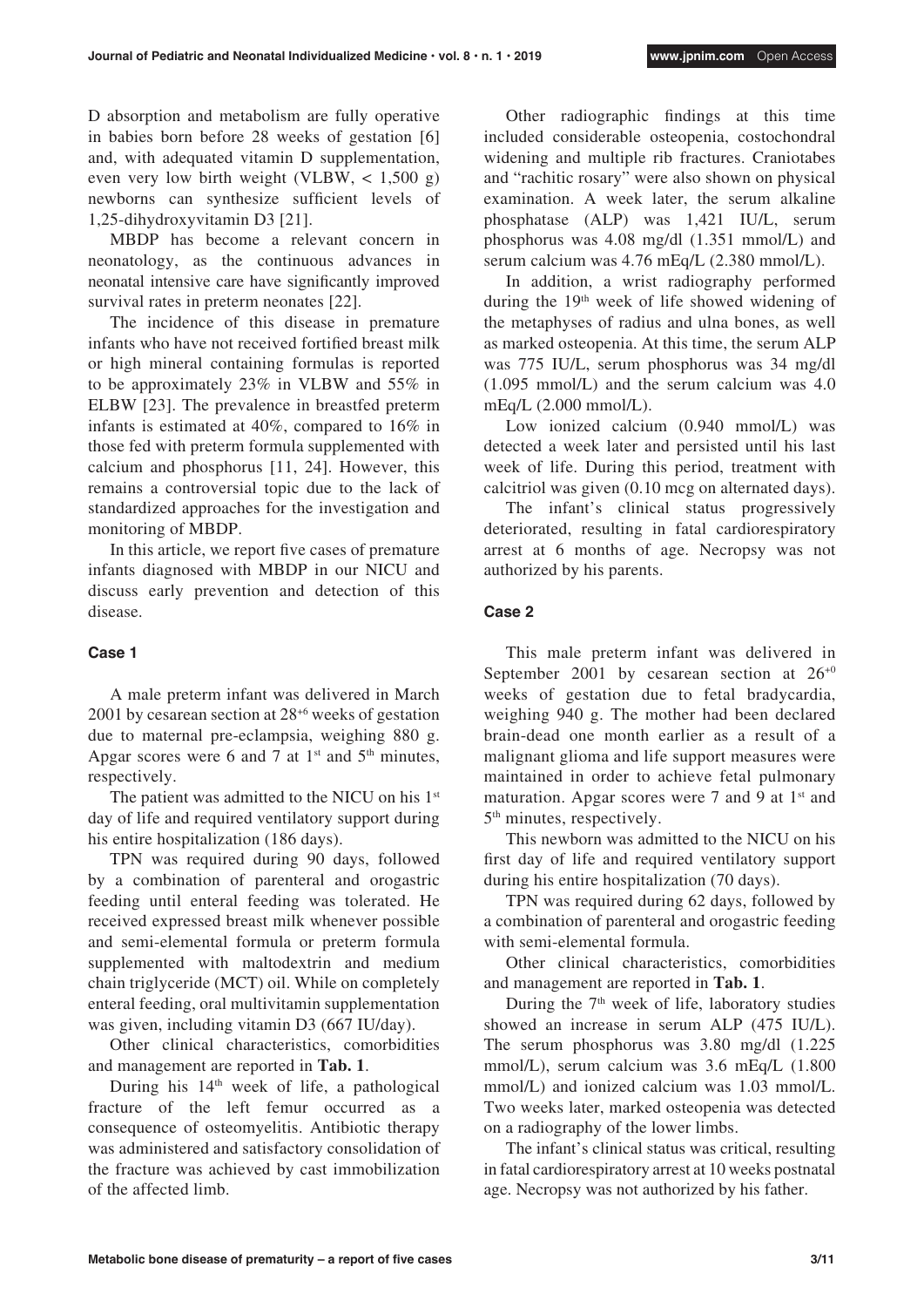D absorption and metabolism are fully operative in babies born before 28 weeks of gestation [6] and, with adequated vitamin D supplementation, even very low birth weight (VLBW, < 1,500 g) newborns can synthesize sufficient levels of 1,25-dihydroxyvitamin D3 [21].

MBDP has become a relevant concern in neonatology, as the continuous advances in neonatal intensive care have significantly improved survival rates in preterm neonates [22].

The incidence of this disease in premature infants who have not received fortified breast milk or high mineral containing formulas is reported to be approximately 23% in VLBW and 55% in ELBW [23]. The prevalence in breastfed preterm infants is estimated at 40%, compared to 16% in those fed with preterm formula supplemented with calcium and phosphorus [11, 24]. However, this remains a controversial topic due to the lack of standardized approaches for the investigation and monitoring of MBDP.

In this article, we report five cases of premature infants diagnosed with MBDP in our NICU and discuss early prevention and detection of this disease.

### Case 1

A male preterm infant was delivered in March 2001 by cesarean section at $28^{+6}$ weeks of gestation due to maternal pre-eclampsia, weighing 880 g. Apgar scores were 6 and 7 at 1st and 5th minutes, respectively.

The patient was admitted to the NICU on his 1st day of life and required ventilatory support during his entire hospitalization (186 days).

TPN was required during 90 days, followed by a combination of parenteral and orogastric feeding until enteral feeding was tolerated. He received expressed breast milk whenever possible and semi-elemental formula or preterm formula supplemented with maltodextrin and medium chain triglyceride (MCT) oil. While on completely enteral feeding, oral multivitamin supplementation was given, including vitamin D3 (667 IU/day).

Other clinical characteristics, comorbidities and management are reported in **Tab. 1**.

During his 14th week of life, a pathological fracture of the left femur occurred as a consequence of osteomyelitis. Antibiotic therapy was administered and satisfactory consolidation of the fracture was achieved by cast immobilization of the affected limb.

Other radiographic findings at this time included considerable osteopenia, costochondral widening and multiple rib fractures. Craniotabes and "rachitic rosary" were also shown on physical examination. A week later, the serum alkaline phosphatase (ALP) was 1,421 IU/L, serum phosphorus was 4.08 mg/dl (1.351 mmol/L) and serum calcium was 4.76 mEq/L (2.380 mmol/L).

In addition, a wrist radiography performed during the 19th week of life showed widening of the metaphyses of radius and ulna bones, as well as marked osteopenia. At this time, the serum ALP was 775 IU/L, serum phosphorus was 34 mg/dl (1.095 mmol/L) and the serum calcium was 4.0 mEq/L (2.000 mmol/L).

Low ionized calcium (0.940 mmol/L) was detected a week later and persisted until his last week of life. During this period, treatment with calcitriol was given (0.10 mcg on alternated days).

The infant's clinical status progressively deteriorated, resulting in fatal cardiorespiratory arrest at 6 months of age. Necropsy was not authorized by his parents.

### Case 2

This male preterm infant was delivered in September 2001 by cesarean section at $26^{+0}$ weeks of gestation due to fetal bradycardia, weighing 940 g. The mother had been declared brain-dead one month earlier as a result of a malignant glioma and life support measures were maintained in order to achieve fetal pulmonary maturation. Apgar scores were 7 and 9 at 1st and 5th minutes, respectively.

This newborn was admitted to the NICU on his first day of life and required ventilatory support during his entire hospitalization (70 days).

TPN was required during 62 days, followed by a combination of parenteral and orogastric feeding with semi-elemental formula.

Other clinical characteristics, comorbidities and management are reported in **Tab. 1**.

During the 7th week of life, laboratory studies showed an increase in serum ALP (475 IU/L). The serum phosphorus was 3.80 mg/dl (1.225 mmol/L), serum calcium was 3.6 mEq/L (1.800 mmol/L) and ionized calcium was 1.03 mmol/L. Two weeks later, marked osteopenia was detected on a radiography of the lower limbs.

The infant's clinical status was critical, resulting in fatal cardiorespiratory arrest at 10 weeks postnatal age. Necropsy was not authorized by his father.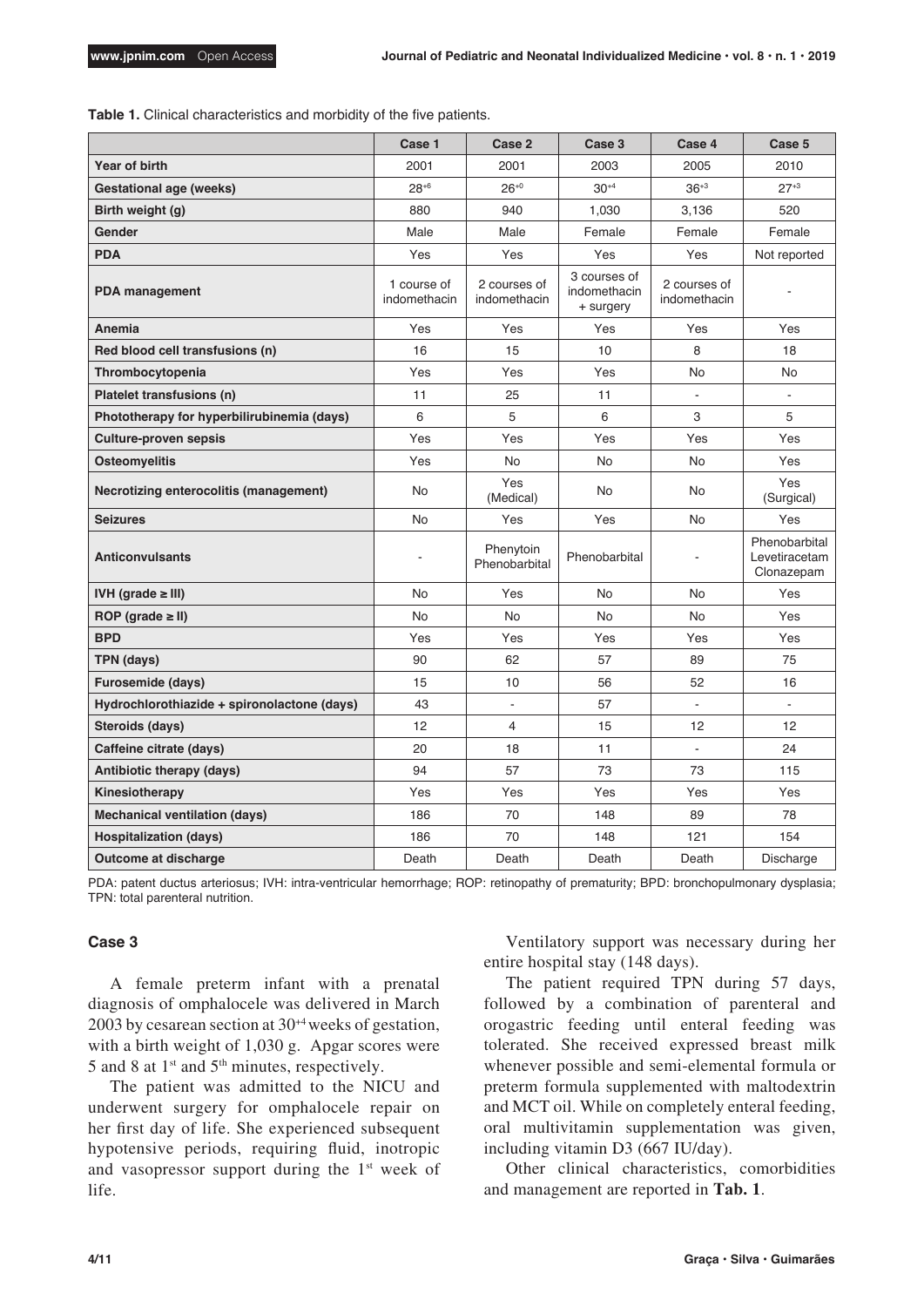**Table 1.** Clinical characteristics and morbidity of the five patients.

| | Case 1 | Case 2 | Case 3 | Case 4 | Case 5 |
|---|---|---|---|---|---|
| **Year of birth** | 2001 | 2001 | 2003 | 2005 | 2010 |
| **Gestational age (weeks)** | $28^{+6}$ | $26^{+0}$ | $30^{+4}$ | $36^{+3}$ | $27^{+3}$ |
| **Birth weight (g)** | 880 | 940 | 1,030 | 3,136 | 520 |
| **Gender** | Male | Male | Female | Female | Female |
| **PDA** | Yes | Yes | Yes | Yes | Not reported |
| **PDA management** | 1 course of indomethacin | 2 courses of indomethacin | 3 courses of indomethacin + surgery | 2 courses of indomethacin | - |
| **Anemia** | Yes | Yes | Yes | Yes | Yes |
| **Red blood cell transfusions (n)** | 16 | 15 | 10 | 8 | 18 |
| **Thrombocytopenia** | Yes | Yes | Yes | No | No |
| **Platelet transfusions (n)** | 11 | 25 | 11 | - | - |
| **Phototherapy for hyperbilirubinemia (days)** | 6 | 5 | 6 | 3 | 5 |
| **Culture-proven sepsis** | Yes | Yes | Yes | Yes | Yes |
| **Osteomyelitis** | Yes | No | No | No | Yes |
| **Necrotizing enterocolitis (management)** | No | Yes (Medical) | No | No | Yes (Surgical) |
| **Seizures** | No | Yes | Yes | No | Yes |
| **Anticonvulsants** | - | Phenytoin Phenobarbital | Phenobarbital | - | Phenobarbital Levetiracetam Clonazepam |
| **IVH (grade ≥ III)** | No | Yes | No | No | Yes |
| **ROP (grade ≥ II)** | No | No | No | No | Yes |
| **BPD** | Yes | Yes | Yes | Yes | Yes |
| **TPN (days)** | 90 | 62 | 57 | 89 | 75 |
| **Furosemide (days)** | 15 | 10 | 56 | 52 | 16 |
| **Hydrochlorothiazide + spironolactone (days)** | 43 | - | 57 | - | - |
| **Steroids (days)** | 12 | 4 | 15 | 12 | 12 |
| **Caffeine citrate (days)** | 20 | 18 | 11 | - | 24 |
| **Antibiotic therapy (days)** | 94 | 57 | 73 | 73 | 115 |
| **Kinesiotherapy** | Yes | Yes | Yes | Yes | Yes |
| **Mechanical ventilation (days)** | 186 | 70 | 148 | 89 | 78 |
| **Hospitalization (days)** | 186 | 70 | 148 | 121 | 154 |
| **Outcome at discharge** | Death | Death | Death | Death | Discharge |

PDA: patent ductus arteriosus; IVH: intra-ventricular hemorrhage; ROP: retinopathy of prematurity; BPD: bronchopulmonary dysplasia; TPN: total parenteral nutrition.

### Case 3

A female preterm infant with a prenatal diagnosis of omphalocele was delivered in March 2003 by cesarean section at $30^{+4}$ weeks of gestation, with a birth weight of 1,030 g. Apgar scores were 5 and 8 at 1st and 5th minutes, respectively.

The patient was admitted to the NICU and underwent surgery for omphalocele repair on her first day of life. She experienced subsequent hypotensive periods, requiring fluid, inotropic and vasopressor support during the 1st week of life.

Ventilatory support was necessary during her entire hospital stay (148 days).

The patient required TPN during 57 days, followed by a combination of parenteral and orogastric feeding until enteral feeding was tolerated. She received expressed breast milk whenever possible and semi-elemental formula or preterm formula supplemented with maltodextrin and MCT oil. While on completely enteral feeding, oral multivitamin supplementation was given, including vitamin D3 (667 IU/day).

Other clinical characteristics, comorbidities and management are reported in **Tab. 1**.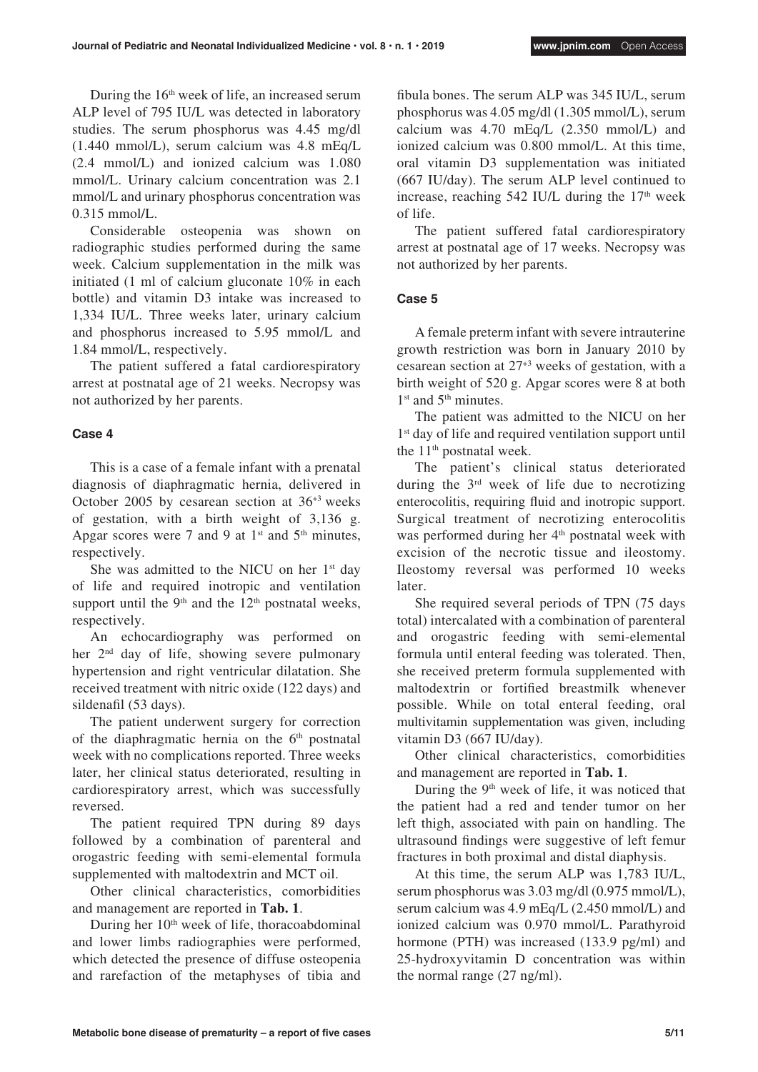During the 16th week of life, an increased serum ALP level of 795 IU/L was detected in laboratory studies. The serum phosphorus was 4.45 mg/dl (1.440 mmol/L), serum calcium was 4.8 mEq/L (2.4 mmol/L) and ionized calcium was 1.080 mmol/L. Urinary calcium concentration was 2.1 mmol/L and urinary phosphorus concentration was 0.315 mmol/L.

Considerable osteopenia was shown on radiographic studies performed during the same week. Calcium supplementation in the milk was initiated (1 ml of calcium gluconate 10% in each bottle) and vitamin D3 intake was increased to 1,334 IU/L. Three weeks later, urinary calcium and phosphorus increased to 5.95 mmol/L and 1.84 mmol/L, respectively.

The patient suffered a fatal cardiorespiratory arrest at postnatal age of 21 weeks. Necropsy was not authorized by her parents.

#### Case 4

This is a case of a female infant with a prenatal diagnosis of diaphragmatic hernia, delivered in October 2005 by cesarean section at $36^{+3}$ weeks of gestation, with a birth weight of 3,136 g. Apgar scores were 7 and 9 at 1st and 5th minutes, respectively.

She was admitted to the NICU on her 1st day of life and required inotropic and ventilation support until the 9th and the 12th postnatal weeks, respectively.

An echocardiography was performed on her 2nd day of life, showing severe pulmonary hypertension and right ventricular dilatation. She received treatment with nitric oxide (122 days) and sildenafil (53 days).

The patient underwent surgery for correction of the diaphragmatic hernia on the 6th postnatal week with no complications reported. Three weeks later, her clinical status deteriorated, resulting in cardiorespiratory arrest, which was successfully reversed.

The patient required TPN during 89 days followed by a combination of parenteral and orogastric feeding with semi-elemental formula supplemented with maltodextrin and MCT oil.

Other clinical characteristics, comorbidities and management are reported in **Tab. 1**.

During her 10th week of life, thoracoabdominal and lower limbs radiographies were performed, which detected the presence of diffuse osteopenia and rarefaction of the metaphyses of tibia and fibula bones. The serum ALP was 345 IU/L, serum phosphorus was 4.05 mg/dl (1.305 mmol/L), serum calcium was 4.70 mEq/L (2.350 mmol/L) and ionized calcium was 0.800 mmol/L. At this time, oral vitamin D3 supplementation was initiated (667 IU/day). The serum ALP level continued to increase, reaching 542 IU/L during the 17th week of life.

The patient suffered fatal cardiorespiratory arrest at postnatal age of 17 weeks. Necropsy was not authorized by her parents.

#### Case 5

A female preterm infant with severe intrauterine growth restriction was born in January 2010 by cesarean section at $27^{+3}$ weeks of gestation, with a birth weight of 520 g. Apgar scores were 8 at both 1st and 5th minutes.

The patient was admitted to the NICU on her 1st day of life and required ventilation support until the 11th postnatal week.

The patient's clinical status deteriorated during the 3rd week of life due to necrotizing enterocolitis, requiring fluid and inotropic support. Surgical treatment of necrotizing enterocolitis was performed during her 4th postnatal week with excision of the necrotic tissue and ileostomy. Ileostomy reversal was performed 10 weeks later.

She required several periods of TPN (75 days total) intercalated with a combination of parenteral and orogastric feeding with semi-elemental formula until enteral feeding was tolerated. Then, she received preterm formula supplemented with maltodextrin or fortified breastmilk whenever possible. While on total enteral feeding, oral multivitamin supplementation was given, including vitamin D3 (667 IU/day).

Other clinical characteristics, comorbidities and management are reported in **Tab. 1**.

During the 9th week of life, it was noticed that the patient had a red and tender tumor on her left thigh, associated with pain on handling. The ultrasound findings were suggestive of left femur fractures in both proximal and distal diaphysis.

At this time, the serum ALP was 1,783 IU/L, serum phosphorus was 3.03 mg/dl (0.975 mmol/L), serum calcium was 4.9 mEq/L (2.450 mmol/L) and ionized calcium was 0.970 mmol/L. Parathyroid hormone (PTH) was increased (133.9 pg/ml) and 25-hydroxyvitamin D concentration was within the normal range (27 ng/ml).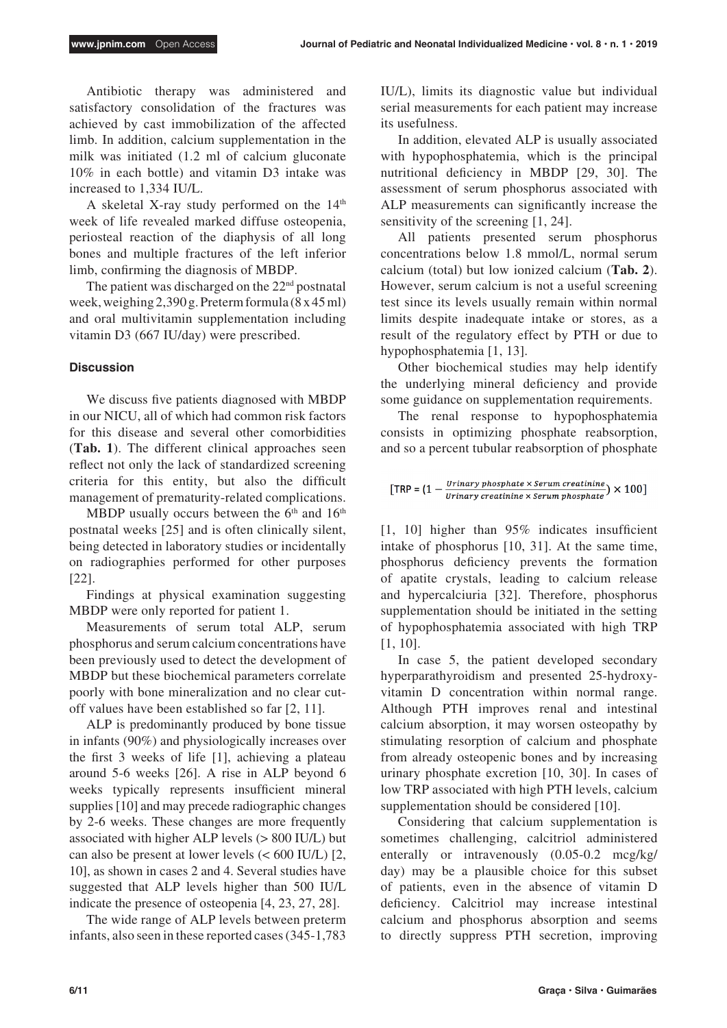Antibiotic therapy was administered and satisfactory consolidation of the fractures was achieved by cast immobilization of the affected limb. In addition, calcium supplementation in the milk was initiated (1.2 ml of calcium gluconate 10% in each bottle) and vitamin D3 intake was increased to 1,334 IU/L.

A skeletal X-ray study performed on the 14th week of life revealed marked diffuse osteopenia, periosteal reaction of the diaphysis of all long bones and multiple fractures of the left inferior limb, confirming the diagnosis of MBDP.

The patient was discharged on the 22nd postnatal week, weighing 2,390 g. Preterm formula (8 x 45 ml) and oral multivitamin supplementation including vitamin D3 (667 IU/day) were prescribed.

### Discussion

We discuss five patients diagnosed with MBDP in our NICU, all of which had common risk factors for this disease and several other comorbidities (**Tab. 1**). The different clinical approaches seen reflect not only the lack of standardized screening criteria for this entity, but also the difficult management of prematurity-related complications.

MBDP usually occurs between the 6th and 16th postnatal weeks [25] and is often clinically silent, being detected in laboratory studies or incidentally on radiographies performed for other purposes [22].

Findings at physical examination suggesting MBDP were only reported for patient 1.

Measurements of serum total ALP, serum phosphorus and serum calcium concentrations have been previously used to detect the development of MBDP but these biochemical parameters correlate poorly with bone mineralization and no clear cut-off values have been established so far [2, 11].

ALP is predominantly produced by bone tissue in infants (90%) and physiologically increases over the first 3 weeks of life [1], achieving a plateau around 5-6 weeks [26]. A rise in ALP beyond 6 weeks typically represents insufficient mineral supplies [10] and may precede radiographic changes by 2-6 weeks. These changes are more frequently associated with higher ALP levels (> 800 IU/L) but can also be present at lower levels (< 600 IU/L) [2, 10], as shown in cases 2 and 4. Several studies have suggested that ALP levels higher than 500 IU/L indicate the presence of osteopenia [4, 23, 27, 28].

The wide range of ALP levels between preterm infants, also seen in these reported cases (345-1,783 IU/L), limits its diagnostic value but individual serial measurements for each patient may increase its usefulness.

In addition, elevated ALP is usually associated with hypophosphatemia, which is the principal nutritional deficiency in MBDP [29, 30]. The assessment of serum phosphorus associated with ALP measurements can significantly increase the sensitivity of the screening [1, 24].

All patients presented serum phosphorus concentrations below 1.8 mmol/L, normal serum calcium (total) but low ionized calcium (**Tab. 2**). However, serum calcium is not a useful screening test since its levels usually remain within normal limits despite inadequate intake or stores, as a result of the regulatory effect by PTH or due to hypophosphatemia [1, 13].

Other biochemical studies may help identify the underlying mineral deficiency and provide some guidance on supplementation requirements.

The renal response to hypophosphatemia consists in optimizing phosphate reabsorption, and so a percent tubular reabsorption of phosphate

$$[\text{TRP} = (1 - \frac{\textit{Urinary phosphate} \times \textit{Serum creatinine}}{\textit{Urinary creatinine} \times \textit{Serum phosphate}}) \times 100]$$

[1, 10] higher than 95% indicates insufficient intake of phosphorus [10, 31]. At the same time, phosphorus deficiency prevents the formation of apatite crystals, leading to calcium release and hypercalciuria [32]. Therefore, phosphorus supplementation should be initiated in the setting of hypophosphatemia associated with high TRP [1, 10].

In case 5, the patient developed secondary hyperparathyroidism and presented 25-hydroxy-vitamin D concentration within normal range. Although PTH improves renal and intestinal calcium absorption, it may worsen osteopathy by stimulating resorption of calcium and phosphate from already osteopenic bones and by increasing urinary phosphate excretion [10, 30]. In cases of low TRP associated with high PTH levels, calcium supplementation should be considered [10].

Considering that calcium supplementation is sometimes challenging, calcitriol administered enterally or intravenously (0.05-0.2 mcg/kg/day) may be a plausible choice for this subset of patients, even in the absence of vitamin D deficiency. Calcitriol may increase intestinal calcium and phosphorus absorption and seems to directly suppress PTH secretion, improving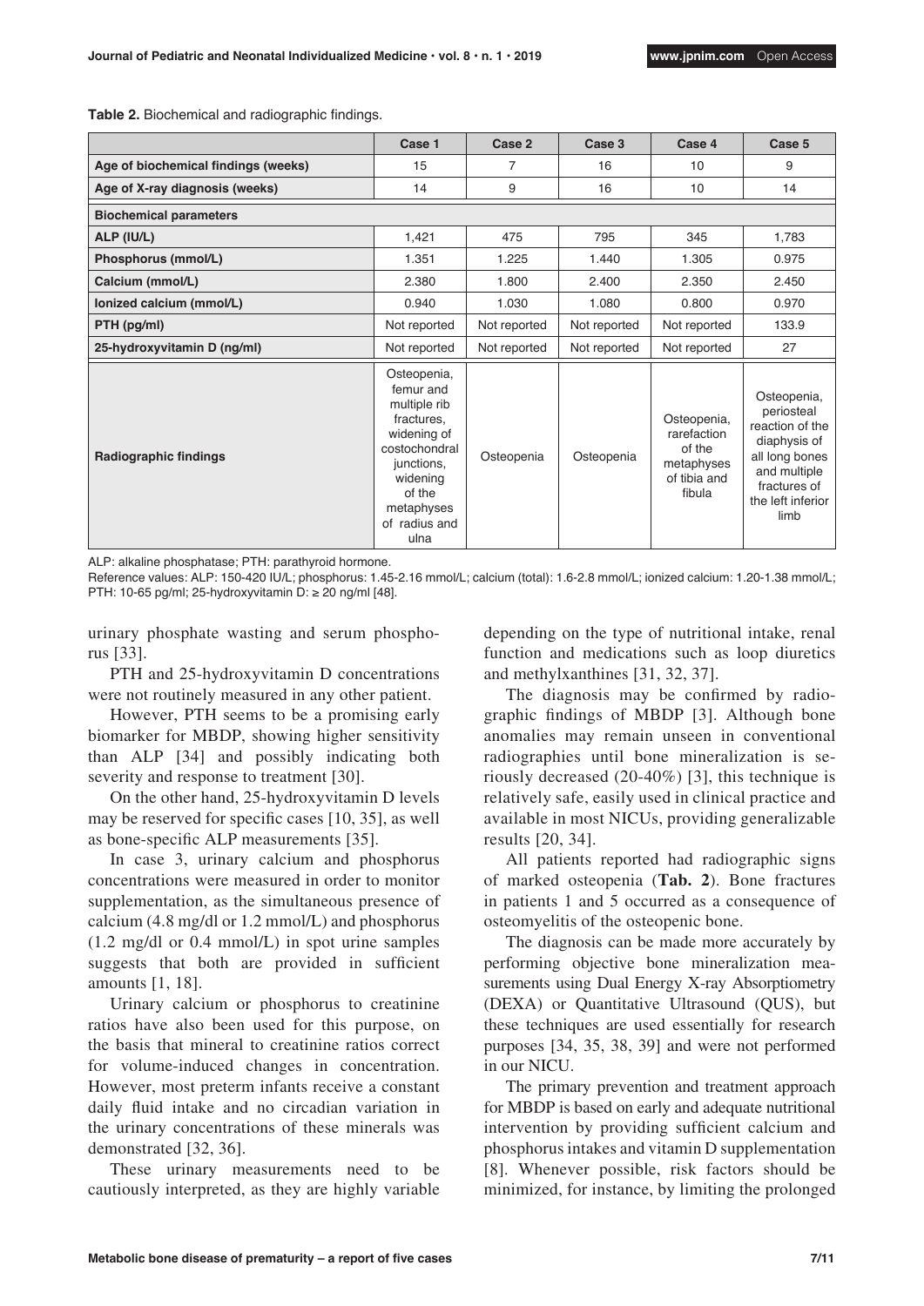**Table 2.** Biochemical and radiographic findings.

| | Case 1 | Case 2 | Case 3 | Case 4 | Case 5 |
|---|---|---|---|---|---|
| **Age of biochemical findings (weeks)** | 15 | 7 | 16 | 10 | 9 |
| **Age of X-ray diagnosis (weeks)** | 14 | 9 | 16 | 10 | 14 |
| **Biochemical parameters** | | | | | |
| **ALP (IU/L)** | 1,421 | 475 | 795 | 345 | 1,783 |
| **Phosphorus (mmol/L)** | 1.351 | 1.225 | 1.440 | 1.305 | 0.975 |
| **Calcium (mmol/L)** | 2.380 | 1.800 | 2.400 | 2.350 | 2.450 |
| **Ionized calcium (mmol/L)** | 0.940 | 1.030 | 1.080 | 0.800 | 0.970 |
| **PTH (pg/ml)** | Not reported | Not reported | Not reported | Not reported | 133.9 |
| **25-hydroxyvitamin D (ng/ml)** | Not reported | Not reported | Not reported | Not reported | 27 |
| **Radiographic findings** | Osteopenia, femur and multiple rib fractures, widening of costochondral junctions, widening of the metaphyses of radius and ulna | Osteopenia | Osteopenia | Osteopenia, rarefaction of the metaphyses of tibia and fibula | Osteopenia, periosteal reaction of the diaphysis of all long bones and multiple fractures of the left inferior limb |

ALP: alkaline phosphatase; PTH: parathyroid hormone.
Reference values: ALP: 150-420 IU/L; phosphorus: 1.45-2.16 mmol/L; calcium (total): 1.6-2.8 mmol/L; ionized calcium: 1.20-1.38 mmol/L; PTH: 10-65 pg/ml; 25-hydroxyvitamin D: ≥ 20 ng/ml [48].

urinary phosphate wasting and serum phosphorus [33].

PTH and 25-hydroxyvitamin D concentrations were not routinely measured in any other patient.

However, PTH seems to be a promising early biomarker for MBDP, showing higher sensitivity than ALP [34] and possibly indicating both severity and response to treatment [30].

On the other hand, 25-hydroxyvitamin D levels may be reserved for specific cases [10, 35], as well as bone-specific ALP measurements [35].

In case 3, urinary calcium and phosphorus concentrations were measured in order to monitor supplementation, as the simultaneous presence of calcium (4.8 mg/dl or 1.2 mmol/L) and phosphorus (1.2 mg/dl or 0.4 mmol/L) in spot urine samples suggests that both are provided in sufficient amounts [1, 18].

Urinary calcium or phosphorus to creatinine ratios have also been used for this purpose, on the basis that mineral to creatinine ratios correct for volume-induced changes in concentration. However, most preterm infants receive a constant daily fluid intake and no circadian variation in the urinary concentrations of these minerals was demonstrated [32, 36].

These urinary measurements need to be cautiously interpreted, as they are highly variable depending on the type of nutritional intake, renal function and medications such as loop diuretics and methylxanthines [31, 32, 37].

The diagnosis may be confirmed by radiographic findings of MBDP [3]. Although bone anomalies may remain unseen in conventional radiographies until bone mineralization is seriously decreased (20-40%) [3], this technique is relatively safe, easily used in clinical practice and available in most NICUs, providing generalizable results [20, 34].

All patients reported had radiographic signs of marked osteopenia (**Tab. 2**). Bone fractures in patients 1 and 5 occurred as a consequence of osteomyelitis of the osteopenic bone.

The diagnosis can be made more accurately by performing objective bone mineralization measurements using Dual Energy X-ray Absorptiometry (DEXA) or Quantitative Ultrasound (QUS), but these techniques are used essentially for research purposes [34, 35, 38, 39] and were not performed in our NICU.

The primary prevention and treatment approach for MBDP is based on early and adequate nutritional intervention by providing sufficient calcium and phosphorus intakes and vitamin D supplementation [8]. Whenever possible, risk factors should be minimized, for instance, by limiting the prolonged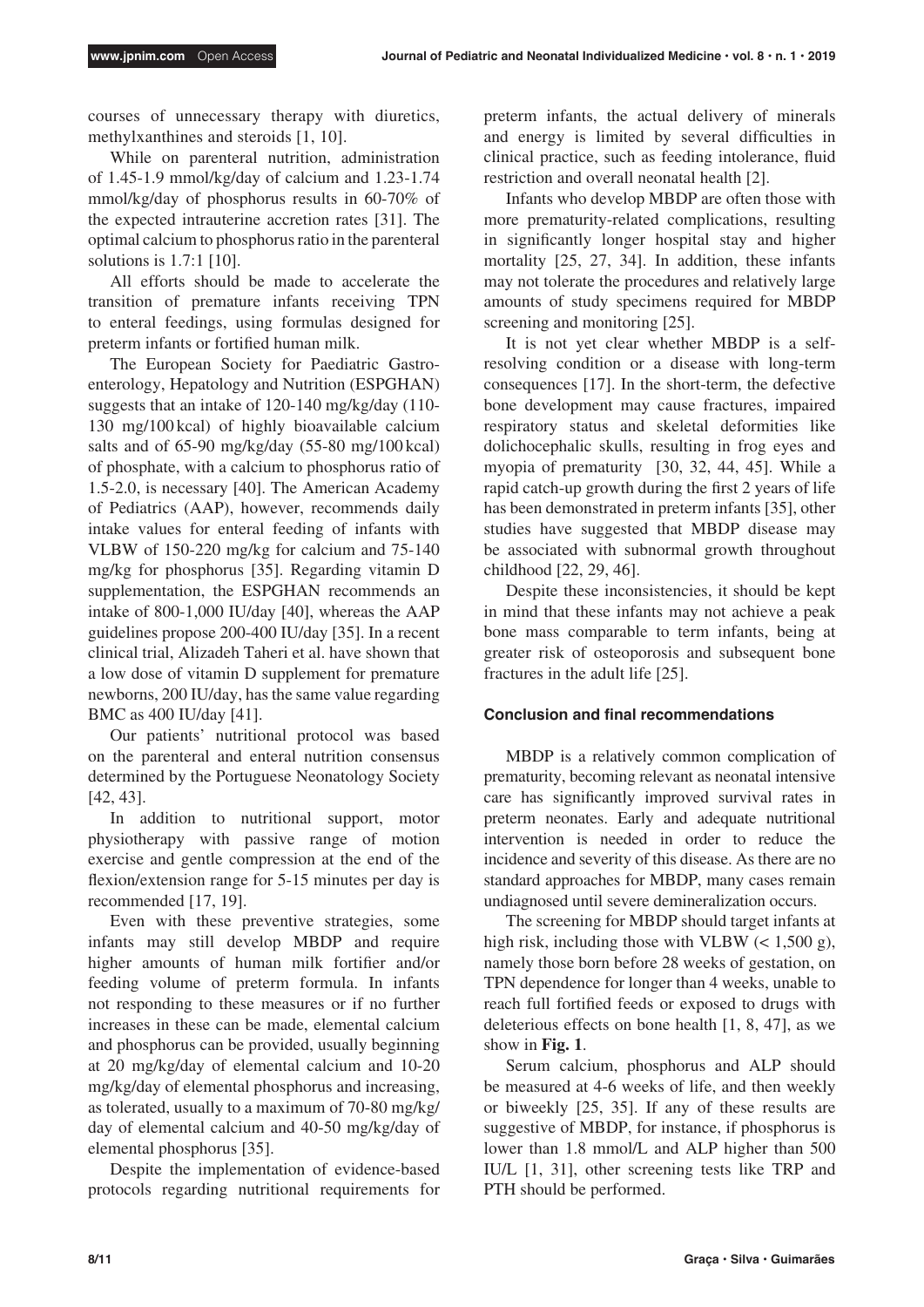courses of unnecessary therapy with diuretics, methylxanthines and steroids [1, 10].

While on parenteral nutrition, administration of 1.45-1.9 mmol/kg/day of calcium and 1.23-1.74 mmol/kg/day of phosphorus results in 60-70% of the expected intrauterine accretion rates [31]. The optimal calcium to phosphorus ratio in the parenteral solutions is 1.7:1 [10].

All efforts should be made to accelerate the transition of premature infants receiving TPN to enteral feedings, using formulas designed for preterm infants or fortified human milk.

The European Society for Paediatric Gastroenterology, Hepatology and Nutrition (ESPGHAN) suggests that an intake of 120-140 mg/kg/day (110-130 mg/100 kcal) of highly bioavailable calcium salts and of 65-90 mg/kg/day (55-80 mg/100 kcal) of phosphate, with a calcium to phosphorus ratio of 1.5-2.0, is necessary [40]. The American Academy of Pediatrics (AAP), however, recommends daily intake values for enteral feeding of infants with VLBW of 150-220 mg/kg for calcium and 75-140 mg/kg for phosphorus [35]. Regarding vitamin D supplementation, the ESPGHAN recommends an intake of 800-1,000 IU/day [40], whereas the AAP guidelines propose 200-400 IU/day [35]. In a recent clinical trial, Alizadeh Taheri et al. have shown that a low dose of vitamin D supplement for premature newborns, 200 IU/day, has the same value regarding BMC as 400 IU/day [41].

Our patients' nutritional protocol was based on the parenteral and enteral nutrition consensus determined by the Portuguese Neonatology Society [42, 43].

In addition to nutritional support, motor physiotherapy with passive range of motion exercise and gentle compression at the end of the flexion/extension range for 5-15 minutes per day is recommended [17, 19].

Even with these preventive strategies, some infants may still develop MBDP and require higher amounts of human milk fortifier and/or feeding volume of preterm formula. In infants not responding to these measures or if no further increases in these can be made, elemental calcium and phosphorus can be provided, usually beginning at 20 mg/kg/day of elemental calcium and 10-20 mg/kg/day of elemental phosphorus and increasing, as tolerated, usually to a maximum of 70-80 mg/kg/day of elemental calcium and 40-50 mg/kg/day of elemental phosphorus [35].

Despite the implementation of evidence-based protocols regarding nutritional requirements for preterm infants, the actual delivery of minerals and energy is limited by several difficulties in clinical practice, such as feeding intolerance, fluid restriction and overall neonatal health [2].

Infants who develop MBDP are often those with more prematurity-related complications, resulting in significantly longer hospital stay and higher mortality [25, 27, 34]. In addition, these infants may not tolerate the procedures and relatively large amounts of study specimens required for MBDP screening and monitoring [25].

It is not yet clear whether MBDP is a self-resolving condition or a disease with long-term consequences [17]. In the short-term, the defective bone development may cause fractures, impaired respiratory status and skeletal deformities like dolichocephalic skulls, resulting in frog eyes and myopia of prematurity [30, 32, 44, 45]. While a rapid catch-up growth during the first 2 years of life has been demonstrated in preterm infants [35], other studies have suggested that MBDP disease may be associated with subnormal growth throughout childhood [22, 29, 46].

Despite these inconsistencies, it should be kept in mind that these infants may not achieve a peak bone mass comparable to term infants, being at greater risk of osteoporosis and subsequent bone fractures in the adult life [25].

### Conclusion and final recommendations

MBDP is a relatively common complication of prematurity, becoming relevant as neonatal intensive care has significantly improved survival rates in preterm neonates. Early and adequate nutritional intervention is needed in order to reduce the incidence and severity of this disease. As there are no standard approaches for MBDP, many cases remain undiagnosed until severe demineralization occurs.

The screening for MBDP should target infants at high risk, including those with VLBW (< 1,500 g), namely those born before 28 weeks of gestation, on TPN dependence for longer than 4 weeks, unable to reach full fortified feeds or exposed to drugs with deleterious effects on bone health [1, 8, 47], as we show in **Fig. 1**.

Serum calcium, phosphorus and ALP should be measured at 4-6 weeks of life, and then weekly or biweekly [25, 35]. If any of these results are suggestive of MBDP, for instance, if phosphorus is lower than 1.8 mmol/L and ALP higher than 500 IU/L [1, 31], other screening tests like TRP and PTH should be performed.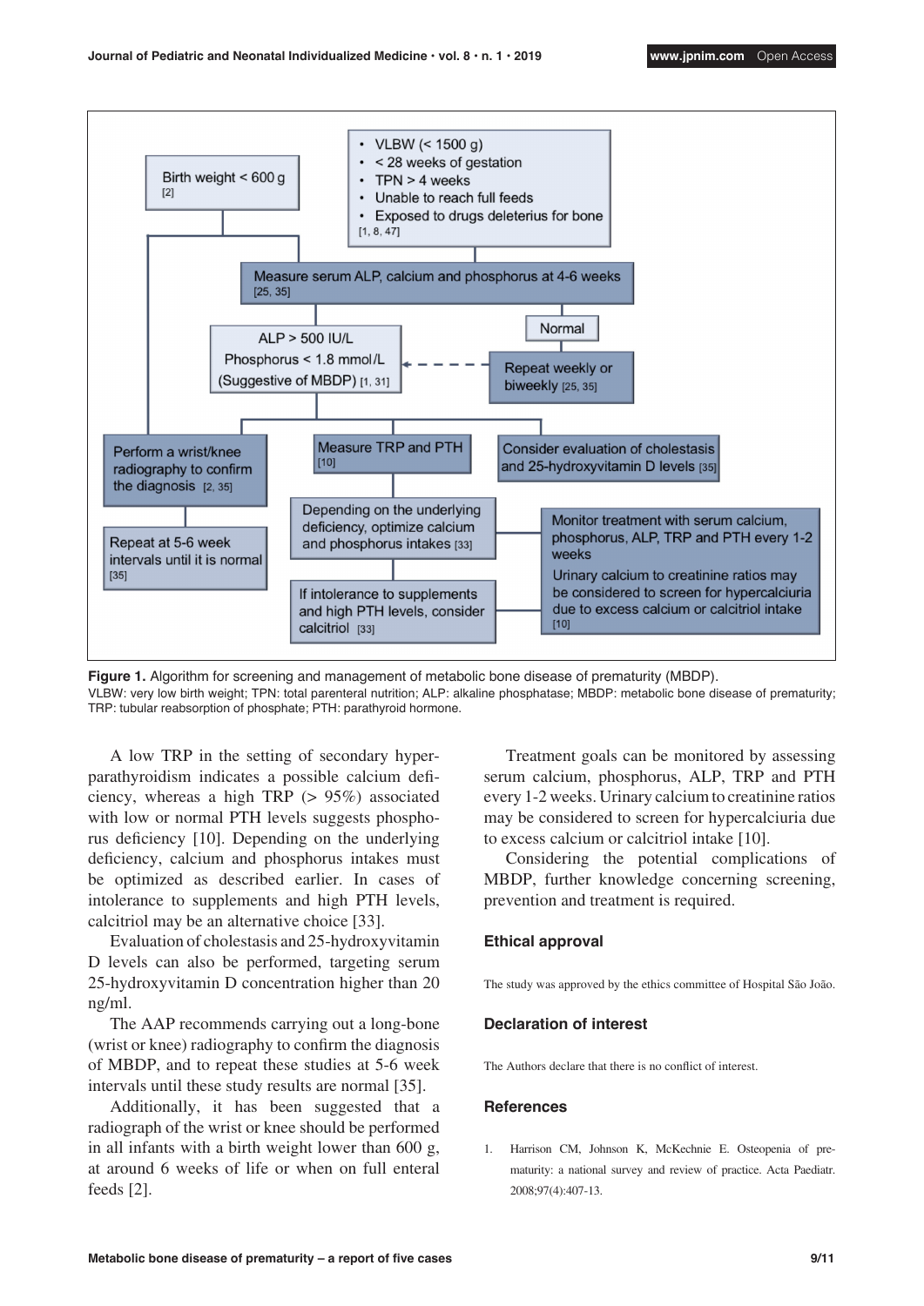VLBW (< 1500 g); < 28 weeks of gestation; TPN > 4 weeks; Unable to reach full feeds; Exposed to drugs deleterius for bone [1, 8, 47]

Birth weight < 600 g [2]

Measure serum ALP, calcium and phosphorus at 4-6 weeks [25, 35]

ALP > 500 IU/L; Phosphorus < 1.8 mmol/L (Suggestive of MBDP) [1, 31]

Normal → Repeat weekly or biweekly [25, 35]

Perform a wrist/knee radiography to confirm the diagnosis [2, 35] → Repeat at 5-6 week intervals until it is normal [35]

Measure TRP and PTH [10] → Depending on the underlying deficiency, optimize calcium and phosphorus intakes [33] → If intolerance to supplements and high PTH levels, consider calcitriol [33]

Consider evaluation of cholestasis and 25-hydroxyvitamin D levels [35]

Monitor treatment with serum calcium, phosphorus, ALP, TRP and PTH every 1-2 weeks. Urinary calcium to creatinine ratios may be considered to screen for hypercalciuria due to excess calcium or calcitriol intake [10]

**Figure 1.** Algorithm for screening and management of metabolic bone disease of prematurity (MBDP).
VLBW: very low birth weight; TPN: total parenteral nutrition; ALP: alkaline phosphatase; MBDP: metabolic bone disease of prematurity; TRP: tubular reabsorption of phosphate; PTH: parathyroid hormone.

A low TRP in the setting of secondary hyperparathyroidism indicates a possible calcium deficiency, whereas a high TRP (> 95%) associated with low or normal PTH levels suggests phosphorus deficiency [10]. Depending on the underlying deficiency, calcium and phosphorus intakes must be optimized as described earlier. In cases of intolerance to supplements and high PTH levels, calcitriol may be an alternative choice [33].

Evaluation of cholestasis and 25-hydroxyvitamin D levels can also be performed, targeting serum 25-hydroxyvitamin D concentration higher than 20 ng/ml.

The AAP recommends carrying out a long-bone (wrist or knee) radiography to confirm the diagnosis of MBDP, and to repeat these studies at 5-6 week intervals until these study results are normal [35].

Additionally, it has been suggested that a radiograph of the wrist or knee should be performed in all infants with a birth weight lower than 600 g, at around 6 weeks of life or when on full enteral feeds [2].

Treatment goals can be monitored by assessing serum calcium, phosphorus, ALP, TRP and PTH every 1-2 weeks. Urinary calcium to creatinine ratios may be considered to screen for hypercalciuria due to excess calcium or calcitriol intake [10].

Considering the potential complications of MBDP, further knowledge concerning screening, prevention and treatment is required.

## Ethical approval

The study was approved by the ethics committee of Hospital São João.

## Declaration of interest

The Authors declare that there is no conflict of interest.

## References

1. Harrison CM, Johnson K, McKechnie E. Osteopenia of prematurity: a national survey and review of practice. Acta Paediatr. 2008;97(4):407-13.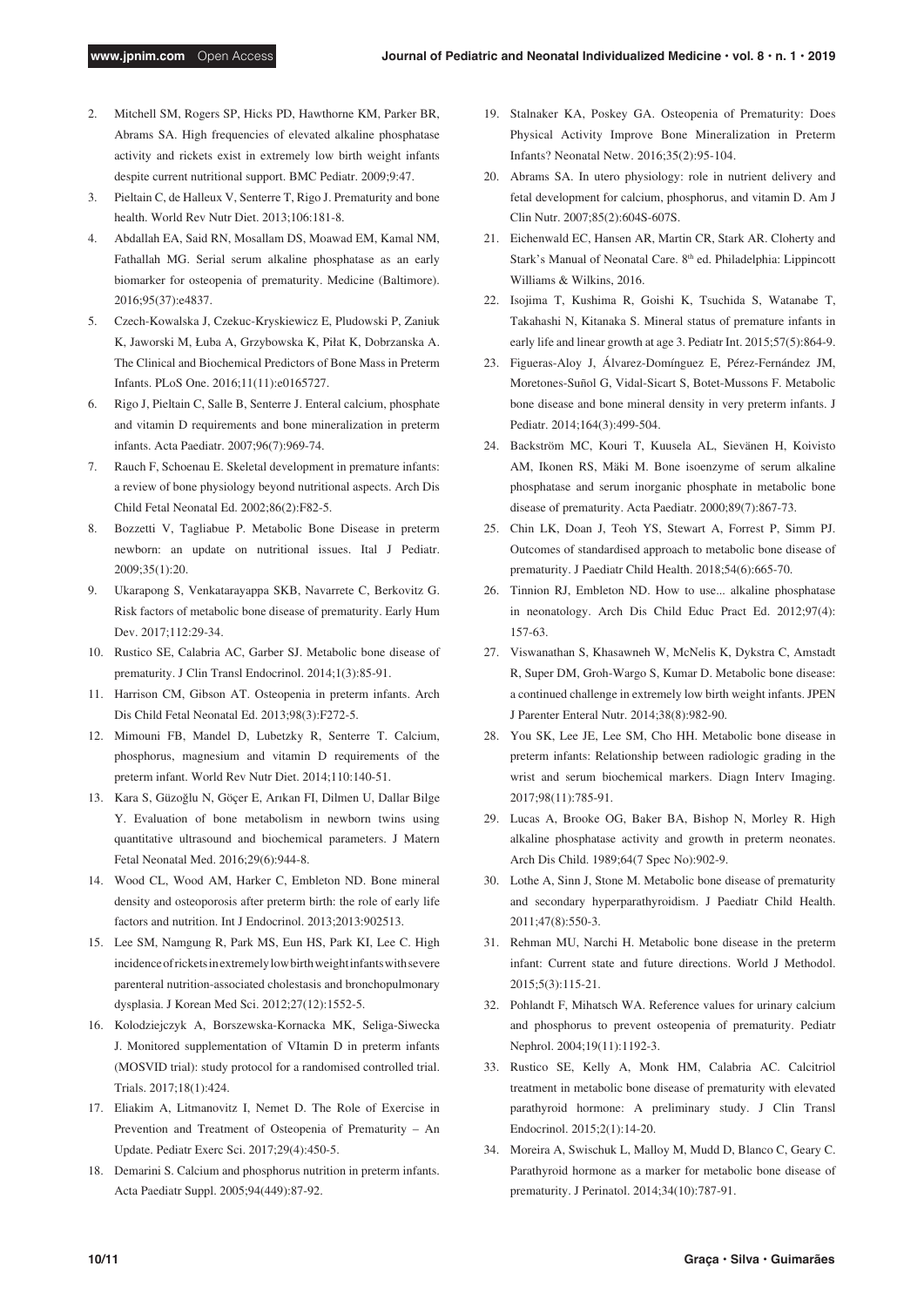2. Mitchell SM, Rogers SP, Hicks PD, Hawthorne KM, Parker BR, Abrams SA. High frequencies of elevated alkaline phosphatase activity and rickets exist in extremely low birth weight infants despite current nutritional support. BMC Pediatr. 2009;9:47.
3. Pieltain C, de Halleux V, Senterre T, Rigo J. Prematurity and bone health. World Rev Nutr Diet. 2013;106:181-8.
4. Abdallah EA, Said RN, Mosallam DS, Moawad EM, Kamal NM, Fathallah MG. Serial serum alkaline phosphatase as an early biomarker for osteopenia of prematurity. Medicine (Baltimore). 2016;95(37):e4837.
5. Czech-Kowalska J, Czekuc-Kryskiewicz E, Pludowski P, Zaniuk K, Jaworski M, Łuba A, Grzybowska K, Piłat K, Dobrzanska A. The Clinical and Biochemical Predictors of Bone Mass in Preterm Infants. PLoS One. 2016;11(11):e0165727.
6. Rigo J, Pieltain C, Salle B, Senterre J. Enteral calcium, phosphate and vitamin D requirements and bone mineralization in preterm infants. Acta Paediatr. 2007;96(7):969-74.
7. Rauch F, Schoenau E. Skeletal development in premature infants: a review of bone physiology beyond nutritional aspects. Arch Dis Child Fetal Neonatal Ed. 2002;86(2):F82-5.
8. Bozzetti V, Tagliabue P. Metabolic Bone Disease in preterm newborn: an update on nutritional issues. Ital J Pediatr. 2009;35(1):20.
9. Ukarapong S, Venkatarayappa SKB, Navarrete C, Berkovitz G. Risk factors of metabolic bone disease of prematurity. Early Hum Dev. 2017;112:29-34.
10. Rustico SE, Calabria AC, Garber SJ. Metabolic bone disease of prematurity. J Clin Transl Endocrinol. 2014;1(3):85-91.
11. Harrison CM, Gibson AT. Osteopenia in preterm infants. Arch Dis Child Fetal Neonatal Ed. 2013;98(3):F272-5.
12. Mimouni FB, Mandel D, Lubetzky R, Senterre T. Calcium, phosphorus, magnesium and vitamin D requirements of the preterm infant. World Rev Nutr Diet. 2014;110:140-51.
13. Kara S, Güzoğlu N, Göçer E, Arıkan FI, Dilmen U, Dallar Bilge Y. Evaluation of bone metabolism in newborn twins using quantitative ultrasound and biochemical parameters. J Matern Fetal Neonatal Med. 2016;29(6):944-8.
14. Wood CL, Wood AM, Harker C, Embleton ND. Bone mineral density and osteoporosis after preterm birth: the role of early life factors and nutrition. Int J Endocrinol. 2013;2013:902513.
15. Lee SM, Namgung R, Park MS, Eun HS, Park KI, Lee C. High incidence of rickets in extremely low birth weight infants with severe parenteral nutrition-associated cholestasis and bronchopulmonary dysplasia. J Korean Med Sci. 2012;27(12):1552-5.
16. Kolodziejczyk A, Borszewska-Kornacka MK, Seliga-Siwecka J. Monitored supplementation of VItamin D in preterm infants (MOSVID trial): study protocol for a randomised controlled trial. Trials. 2017;18(1):424.
17. Eliakim A, Litmanovitz I, Nemet D. The Role of Exercise in Prevention and Treatment of Osteopenia of Prematurity – An Update. Pediatr Exerc Sci. 2017;29(4):450-5.
18. Demarini S. Calcium and phosphorus nutrition in preterm infants. Acta Paediatr Suppl. 2005;94(449):87-92.
19. Stalnaker KA, Poskey GA. Osteopenia of Prematurity: Does Physical Activity Improve Bone Mineralization in Preterm Infants? Neonatal Netw. 2016;35(2):95-104.
20. Abrams SA. In utero physiology: role in nutrient delivery and fetal development for calcium, phosphorus, and vitamin D. Am J Clin Nutr. 2007;85(2):604S-607S.
21. Eichenwald EC, Hansen AR, Martin CR, Stark AR. Cloherty and Stark's Manual of Neonatal Care. 8th ed. Philadelphia: Lippincott Williams & Wilkins, 2016.
22. Isojima T, Kushima R, Goishi K, Tsuchida S, Watanabe T, Takahashi N, Kitanaka S. Mineral status of premature infants in early life and linear growth at age 3. Pediatr Int. 2015;57(5):864-9.
23. Figueras-Aloy J, Álvarez-Domínguez E, Pérez-Fernández JM, Moretones-Suñol G, Vidal-Sicart S, Botet-Mussons F. Metabolic bone disease and bone mineral density in very preterm infants. J Pediatr. 2014;164(3):499-504.
24. Backström MC, Kouri T, Kuusela AL, Sievänen H, Koivisto AM, Ikonen RS, Mäki M. Bone isoenzyme of serum alkaline phosphatase and serum inorganic phosphate in metabolic bone disease of prematurity. Acta Paediatr. 2000;89(7):867-73.
25. Chin LK, Doan J, Teoh YS, Stewart A, Forrest P, Simm PJ. Outcomes of standardised approach to metabolic bone disease of prematurity. J Paediatr Child Health. 2018;54(6):665-70.
26. Tinnion RJ, Embleton ND. How to use... alkaline phosphatase in neonatology. Arch Dis Child Educ Pract Ed. 2012;97(4): 157-63.
27. Viswanathan S, Khasawneh W, McNelis K, Dykstra C, Amstadt R, Super DM, Groh-Wargo S, Kumar D. Metabolic bone disease: a continued challenge in extremely low birth weight infants. JPEN J Parenter Enteral Nutr. 2014;38(8):982-90.
28. You SK, Lee JE, Lee SM, Cho HH. Metabolic bone disease in preterm infants: Relationship between radiologic grading in the wrist and serum biochemical markers. Diagn Interv Imaging. 2017;98(11):785-91.
29. Lucas A, Brooke OG, Baker BA, Bishop N, Morley R. High alkaline phosphatase activity and growth in preterm neonates. Arch Dis Child. 1989;64(7 Spec No):902-9.
30. Lothe A, Sinn J, Stone M. Metabolic bone disease of prematurity and secondary hyperparathyroidism. J Paediatr Child Health. 2011;47(8):550-3.
31. Rehman MU, Narchi H. Metabolic bone disease in the preterm infant: Current state and future directions. World J Methodol. 2015;5(3):115-21.
32. Pohlandt F, Mihatsch WA. Reference values for urinary calcium and phosphorus to prevent osteopenia of prematurity. Pediatr Nephrol. 2004;19(11):1192-3.
33. Rustico SE, Kelly A, Monk HM, Calabria AC. Calcitriol treatment in metabolic bone disease of prematurity with elevated parathyroid hormone: A preliminary study. J Clin Transl Endocrinol. 2015;2(1):14-20.
34. Moreira A, Swischuk L, Malloy M, Mudd D, Blanco C, Geary C. Parathyroid hormone as a marker for metabolic bone disease of prematurity. J Perinatol. 2014;34(10):787-91.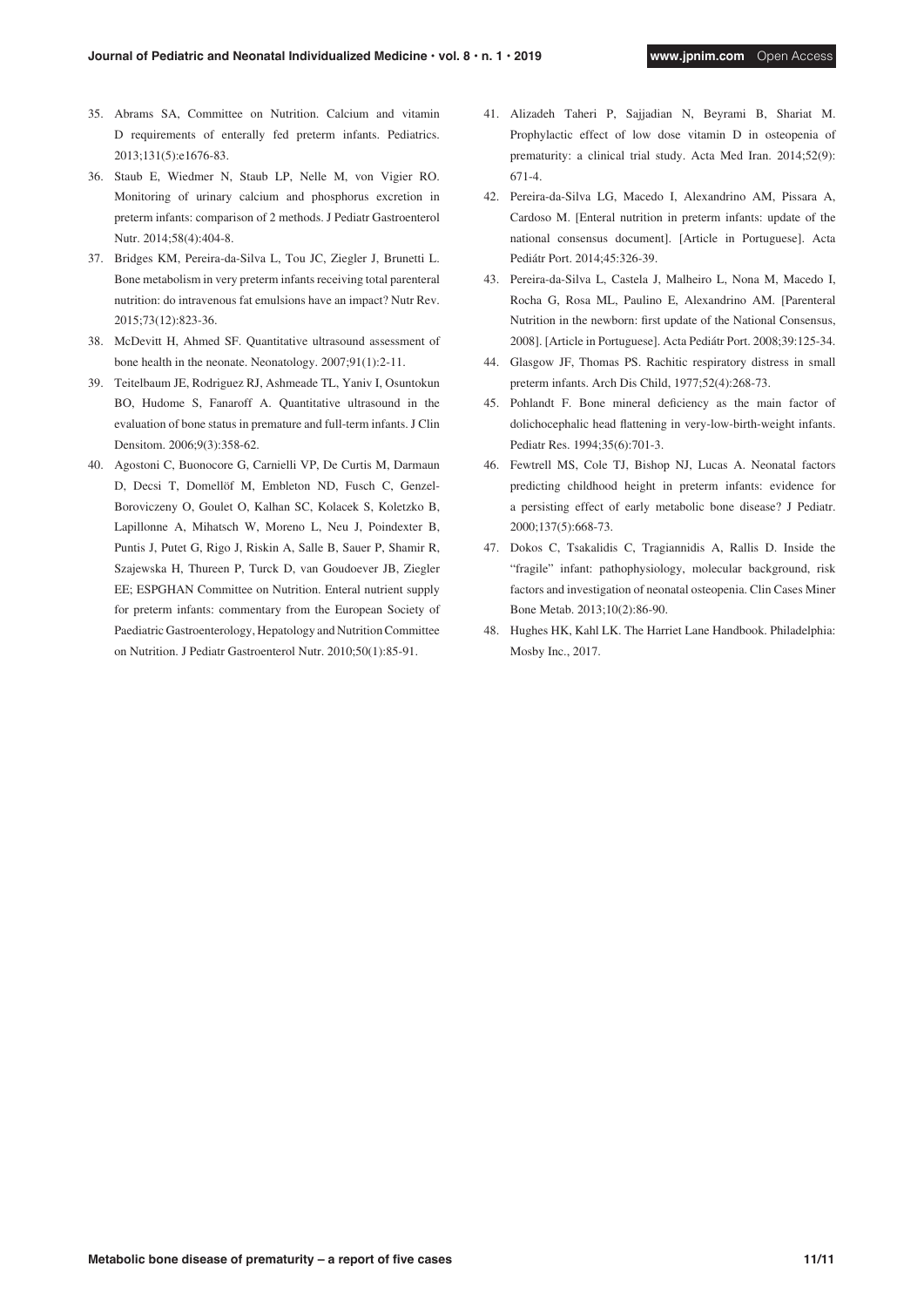35. Abrams SA, Committee on Nutrition. Calcium and vitamin D requirements of enterally fed preterm infants. Pediatrics. 2013;131(5):e1676-83.
36. Staub E, Wiedmer N, Staub LP, Nelle M, von Vigier RO. Monitoring of urinary calcium and phosphorus excretion in preterm infants: comparison of 2 methods. J Pediatr Gastroenterol Nutr. 2014;58(4):404-8.
37. Bridges KM, Pereira-da-Silva L, Tou JC, Ziegler J, Brunetti L. Bone metabolism in very preterm infants receiving total parenteral nutrition: do intravenous fat emulsions have an impact? Nutr Rev. 2015;73(12):823-36.
38. McDevitt H, Ahmed SF. Quantitative ultrasound assessment of bone health in the neonate. Neonatology. 2007;91(1):2-11.
39. Teitelbaum JE, Rodriguez RJ, Ashmeade TL, Yaniv I, Osuntokun BO, Hudome S, Fanaroff A. Quantitative ultrasound in the evaluation of bone status in premature and full-term infants. J Clin Densitom. 2006;9(3):358-62.
40. Agostoni C, Buonocore G, Carnielli VP, De Curtis M, Darmaun D, Decsi T, Domellöf M, Embleton ND, Fusch C, Genzel-Boroviczeny O, Goulet O, Kalhan SC, Kolacek S, Koletzko B, Lapillonne A, Mihatsch W, Moreno L, Neu J, Poindexter B, Puntis J, Putet G, Rigo J, Riskin A, Salle B, Sauer P, Shamir R, Szajewska H, Thureen P, Turck D, van Goudoever JB, Ziegler EE; ESPGHAN Committee on Nutrition. Enteral nutrient supply for preterm infants: commentary from the European Society of Paediatric Gastroenterology, Hepatology and Nutrition Committee on Nutrition. J Pediatr Gastroenterol Nutr. 2010;50(1):85-91.
41. Alizadeh Taheri P, Sajjadian N, Beyrami B, Shariat M. Prophylactic effect of low dose vitamin D in osteopenia of prematurity: a clinical trial study. Acta Med Iran. 2014;52(9):671-4.
42. Pereira-da-Silva LG, Macedo I, Alexandrino AM, Pissara A, Cardoso M. [Enteral nutrition in preterm infants: update of the national consensus document]. [Article in Portuguese]. Acta Pediátr Port. 2014;45:326-39.
43. Pereira-da-Silva L, Castela J, Malheiro L, Nona M, Macedo I, Rocha G, Rosa ML, Paulino E, Alexandrino AM. [Parenteral Nutrition in the newborn: first update of the National Consensus, 2008]. [Article in Portuguese]. Acta Pediátr Port. 2008;39:125-34.
44. Glasgow JF, Thomas PS. Rachitic respiratory distress in small preterm infants. Arch Dis Child, 1977;52(4):268-73.
45. Pohlandt F. Bone mineral deficiency as the main factor of dolichocephalic head flattening in very-low-birth-weight infants. Pediatr Res. 1994;35(6):701-3.
46. Fewtrell MS, Cole TJ, Bishop NJ, Lucas A. Neonatal factors predicting childhood height in preterm infants: evidence for a persisting effect of early metabolic bone disease? J Pediatr. 2000;137(5):668-73.
47. Dokos C, Tsakalidis C, Tragiannidis A, Rallis D. Inside the "fragile" infant: pathophysiology, molecular background, risk factors and investigation of neonatal osteopenia. Clin Cases Miner Bone Metab. 2013;10(2):86-90.
48. Hughes HK, Kahl LK. The Harriet Lane Handbook. Philadelphia: Mosby Inc., 2017.